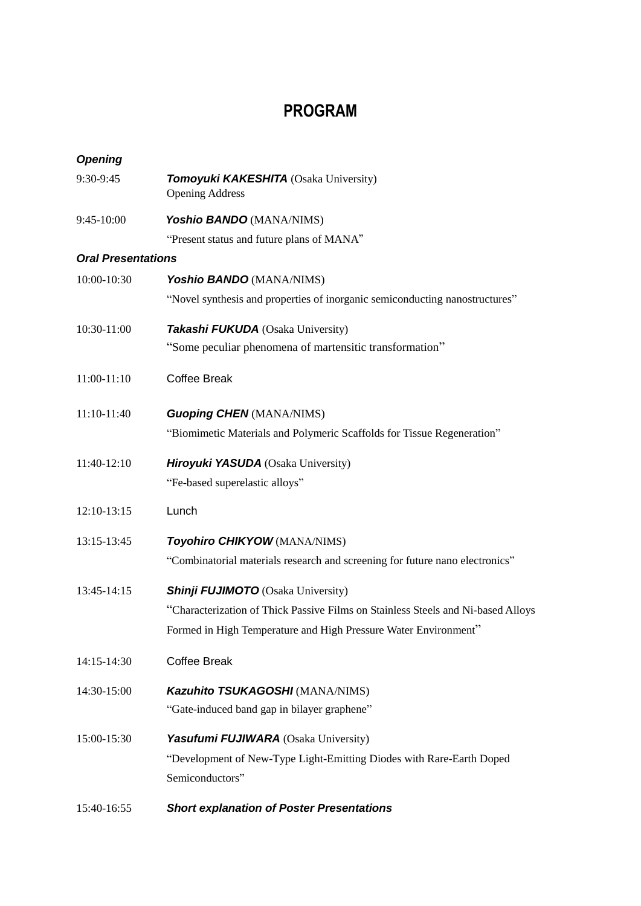# PROGRAM

***Opening***

9:30-9:45 ***Tomoyuki KAKESHITA*** (Osaka University)
Opening Address

9:45-10:00 ***Yoshio BANDO*** (MANA/NIMS)
"Present status and future plans of MANA"

***Oral Presentations***

10:00-10:30 ***Yoshio BANDO*** (MANA/NIMS)
"Novel synthesis and properties of inorganic semiconducting nanostructures"

10:30-11:00 ***Takashi FUKUDA*** (Osaka University)
"Some peculiar phenomena of martensitic transformation"

11:00-11:10 Coffee Break

11:10-11:40 ***Guoping CHEN*** (MANA/NIMS)
"Biomimetic Materials and Polymeric Scaffolds for Tissue Regeneration"

11:40-12:10 ***Hiroyuki YASUDA*** (Osaka University)
"Fe-based superelastic alloys"

12:10-13:15 Lunch

13:15-13:45 ***Toyohiro CHIKYOW*** (MANA/NIMS)
"Combinatorial materials research and screening for future nano electronics"

13:45-14:15 ***Shinji FUJIMOTO*** (Osaka University)
"Characterization of Thick Passive Films on Stainless Steels and Ni-based Alloys Formed in High Temperature and High Pressure Water Environment"

14:15-14:30 Coffee Break

14:30-15:00 ***Kazuhito TSUKAGOSHI*** (MANA/NIMS)
"Gate-induced band gap in bilayer graphene"

15:00-15:30 ***Yasufumi FUJIWARA*** (Osaka University)
"Development of New-Type Light-Emitting Diodes with Rare-Earth Doped Semiconductors"

15:40-16:55 ***Short explanation of Poster Presentations***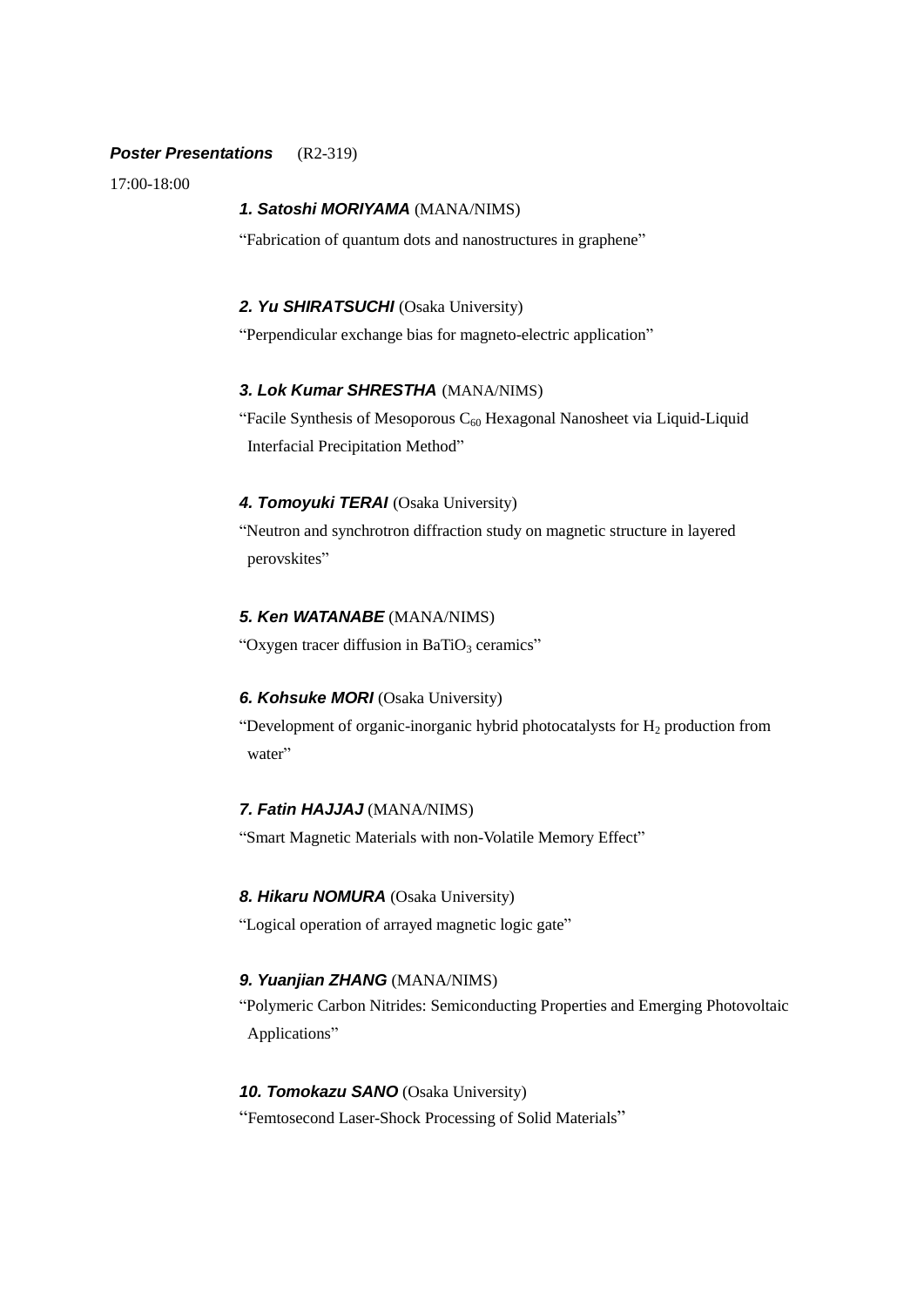***Poster Presentations*** (R2-319)

17:00-18:00

***1. Satoshi MORIYAMA*** (MANA/NIMS)

"Fabrication of quantum dots and nanostructures in graphene"

***2. Yu SHIRATSUCHI*** (Osaka University)

"Perpendicular exchange bias for magneto-electric application"

***3. Lok Kumar SHRESTHA*** (MANA/NIMS)

"Facile Synthesis of Mesoporous $C_{60}$ Hexagonal Nanosheet via Liquid-Liquid Interfacial Precipitation Method"

***4. Tomoyuki TERAI*** (Osaka University)

"Neutron and synchrotron diffraction study on magnetic structure in layered perovskites"

***5. Ken WATANABE*** (MANA/NIMS)

"Oxygen tracer diffusion in $BaTiO_3$ ceramics"

***6. Kohsuke MORI*** (Osaka University)

"Development of organic-inorganic hybrid photocatalysts for $H_2$ production from water"

***7. Fatin HAJJAJ*** (MANA/NIMS)

"Smart Magnetic Materials with non-Volatile Memory Effect"

***8. Hikaru NOMURA*** (Osaka University)

"Logical operation of arrayed magnetic logic gate"

***9. Yuanjian ZHANG*** (MANA/NIMS)

"Polymeric Carbon Nitrides: Semiconducting Properties and Emerging Photovoltaic Applications"

***10. Tomokazu SANO*** (Osaka University)

"Femtosecond Laser-Shock Processing of Solid Materials"